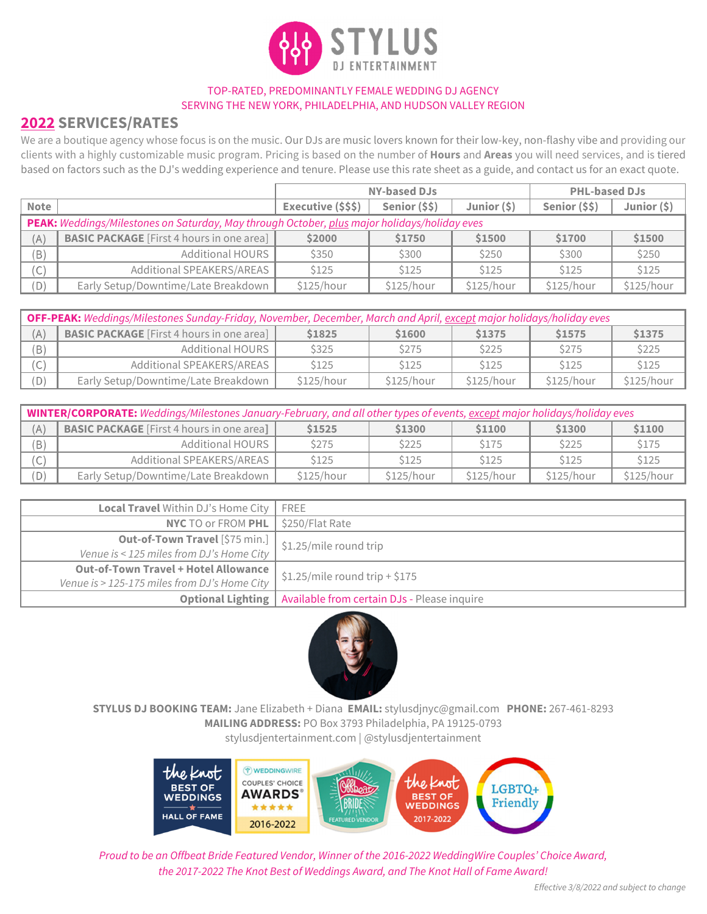# STYLUS DJ ENTERTAINMENT

TOP-RATED, PREDOMINANTLY FEMALE WEDDING DJ AGENCY
SERVING THE NEW YORK, PHILADELPHIA, AND HUDSON VALLEY REGION

## 2022 SERVICES/RATES

We are a boutique agency whose focus is on the music. Our DJs are music lovers known for their low-key, non-flashy vibe and providing our clients with a highly customizable music program. Pricing is based on the number of **Hours** and **Areas** you will need services, and is tiered based on factors such as the DJ's wedding experience and tenure. Please use this rate sheet as a guide, and contact us for an exact quote.

| | | NY-based DJs | | | PHL-based DJs | |
|---|---|---|---|---|---|---|
| **Note** | | **Executive ($$$)** | **Senior ($$)** | **Junior ($)** | **Senior ($$)** | **Junior ($)** |
| **PEAK:** *Weddings/Milestones on Saturday, May through October, plus major holidays/holiday eves* | | | | | | |
| (A) | **BASIC PACKAGE** [First 4 hours in one area] | **$2000** | **$1750** | **$1500** | **$1700** | **$1500** |
| (B) | Additional HOURS | $350 | $300 | $250 | $300 | $250 |
| (C) | Additional SPEAKERS/AREAS | $125 | $125 | $125 | $125 | $125 |
| (D) | Early Setup/Downtime/Late Breakdown | $125/hour | $125/hour | $125/hour | $125/hour | $125/hour |

| **OFF-PEAK:** *Weddings/Milestones Sunday-Friday, November, December, March and April, except major holidays/holiday eves* | | | | | | |
|---|---|---|---|---|---|---|
| (A) | **BASIC PACKAGE** [First 4 hours in one area] | **$1825** | **$1600** | **$1375** | **$1575** | **$1375** |
| (B) | Additional HOURS | $325 | $275 | $225 | $275 | $225 |
| (C) | Additional SPEAKERS/AREAS | $125 | $125 | $125 | $125 | $125 |
| (D) | Early Setup/Downtime/Late Breakdown | $125/hour | $125/hour | $125/hour | $125/hour | $125/hour |

| **WINTER/CORPORATE:** *Weddings/Milestones January-February, and all other types of events, except major holidays/holiday eves* | | | | | | |
|---|---|---|---|---|---|---|
| (A) | **BASIC PACKAGE** [First 4 hours in one area] | **$1525** | **$1300** | **$1100** | **$1300** | **$1100** |
| (B) | Additional HOURS | $275 | $225 | $175 | $225 | $175 |
| (C) | Additional SPEAKERS/AREAS | $125 | $125 | $125 | $125 | $125 |
| (D) | Early Setup/Downtime/Late Breakdown | $125/hour | $125/hour | $125/hour | $125/hour | $125/hour |

| | |
|---|---|
| **Local Travel** Within DJ's Home City | FREE |
| **NYC** TO or FROM **PHL** | $250/Flat Rate |
| **Out-of-Town Travel** [$75 min.] *Venue is < 125 miles from DJ's Home City* | $1.25/mile round trip |
| **Out-of-Town Travel + Hotel Allowance** *Venue is > 125-175 miles from DJ's Home City* | $1.25/mile round trip + $175 |
| **Optional Lighting** | Available from certain DJs - Please inquire |

**STYLUS DJ BOOKING TEAM:** Jane Elizabeth + Diana **EMAIL:** stylusdjnyc@gmail.com **PHONE:** 267-461-8293
**MAILING ADDRESS:** PO Box 3793 Philadelphia, PA 19125-0793
stylusdjentertainment.com | @stylusdjentertainment

*Proud to be an Offbeat Bride Featured Vendor, Winner of the 2016-2022 WeddingWire Couples' Choice Award, the 2017-2022 The Knot Best of Weddings Award, and The Knot Hall of Fame Award!*

*Effective 3/8/2022 and subject to change*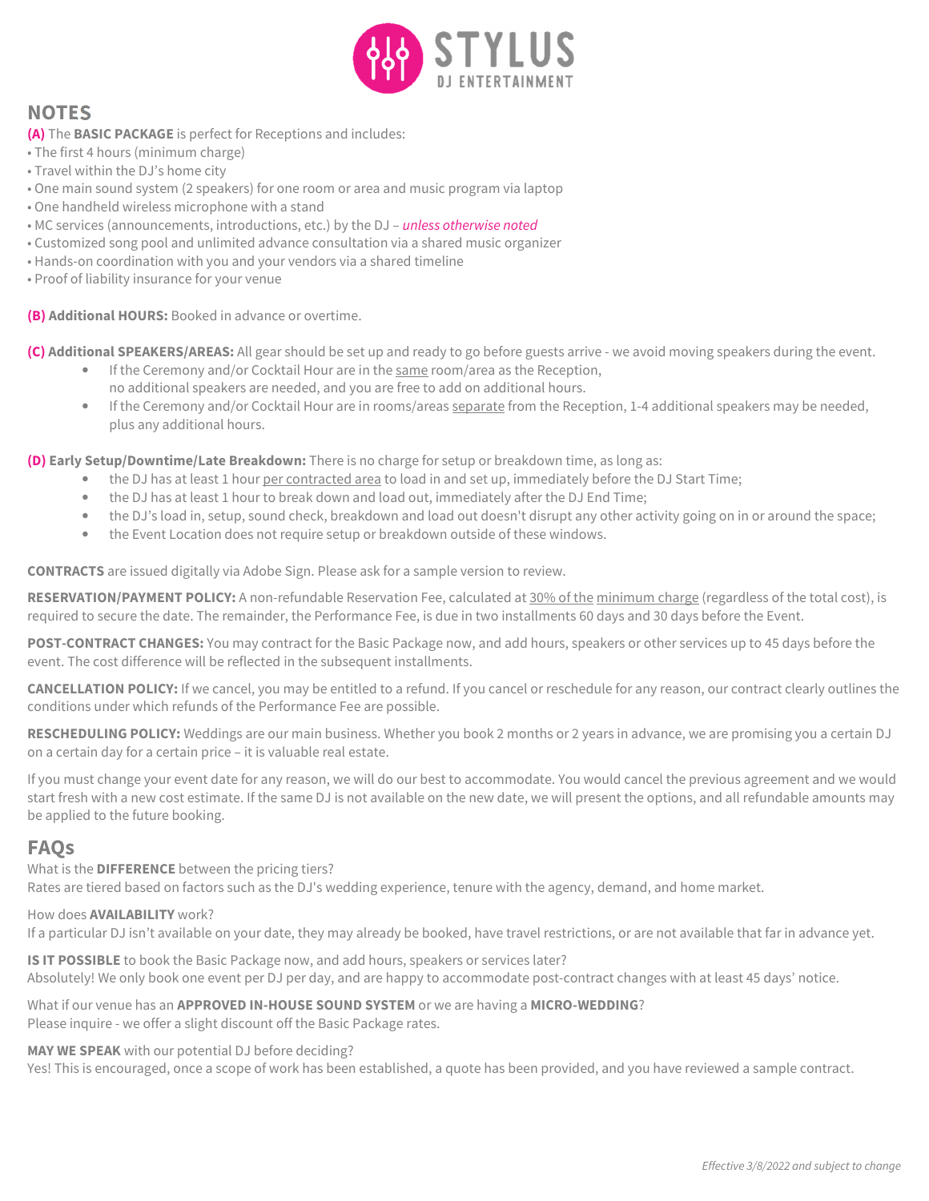## NOTES

**(A)** The **BASIC PACKAGE** is perfect for Receptions and includes:

- The first 4 hours (minimum charge)
- Travel within the DJ's home city
- One main sound system (2 speakers) for one room or area and music program via laptop
- One handheld wireless microphone with a stand
- MC services (announcements, introductions, etc.) by the DJ – *unless otherwise noted*
- Customized song pool and unlimited advance consultation via a shared music organizer
- Hands-on coordination with you and your vendors via a shared timeline
- Proof of liability insurance for your venue

**(B) Additional HOURS:** Booked in advance or overtime.

**(C) Additional SPEAKERS/AREAS:** All gear should be set up and ready to go before guests arrive - we avoid moving speakers during the event.

- If the Ceremony and/or Cocktail Hour are in the same room/area as the Reception, no additional speakers are needed, and you are free to add on additional hours.
- If the Ceremony and/or Cocktail Hour are in rooms/areas separate from the Reception, 1-4 additional speakers may be needed, plus any additional hours.

**(D) Early Setup/Downtime/Late Breakdown:** There is no charge for setup or breakdown time, as long as:

- the DJ has at least 1 hour per contracted area to load in and set up, immediately before the DJ Start Time;
- the DJ has at least 1 hour to break down and load out, immediately after the DJ End Time;
- the DJ's load in, setup, sound check, breakdown and load out doesn't disrupt any other activity going on in or around the space;
- the Event Location does not require setup or breakdown outside of these windows.

**CONTRACTS** are issued digitally via Adobe Sign. Please ask for a sample version to review.

**RESERVATION/PAYMENT POLICY:** A non-refundable Reservation Fee, calculated at 30% of the minimum charge (regardless of the total cost), is required to secure the date. The remainder, the Performance Fee, is due in two installments 60 days and 30 days before the Event.

**POST-CONTRACT CHANGES:** You may contract for the Basic Package now, and add hours, speakers or other services up to 45 days before the event. The cost difference will be reflected in the subsequent installments.

**CANCELLATION POLICY:** If we cancel, you may be entitled to a refund. If you cancel or reschedule for any reason, our contract clearly outlines the conditions under which refunds of the Performance Fee are possible.

**RESCHEDULING POLICY:** Weddings are our main business. Whether you book 2 months or 2 years in advance, we are promising you a certain DJ on a certain day for a certain price – it is valuable real estate.

If you must change your event date for any reason, we will do our best to accommodate. You would cancel the previous agreement and we would start fresh with a new cost estimate. If the same DJ is not available on the new date, we will present the options, and all refundable amounts may be applied to the future booking.

## FAQs

What is the **DIFFERENCE** between the pricing tiers?
Rates are tiered based on factors such as the DJ's wedding experience, tenure with the agency, demand, and home market.

How does **AVAILABILITY** work?
If a particular DJ isn't available on your date, they may already be booked, have travel restrictions, or are not available that far in advance yet.

**IS IT POSSIBLE** to book the Basic Package now, and add hours, speakers or services later?
Absolutely! We only book one event per DJ per day, and are happy to accommodate post-contract changes with at least 45 days' notice.

What if our venue has an **APPROVED IN-HOUSE SOUND SYSTEM** or we are having a **MICRO-WEDDING**?
Please inquire - we offer a slight discount off the Basic Package rates.

**MAY WE SPEAK** with our potential DJ before deciding?
Yes! This is encouraged, once a scope of work has been established, a quote has been provided, and you have reviewed a sample contract.

*Effective 3/8/2022 and subject to change*